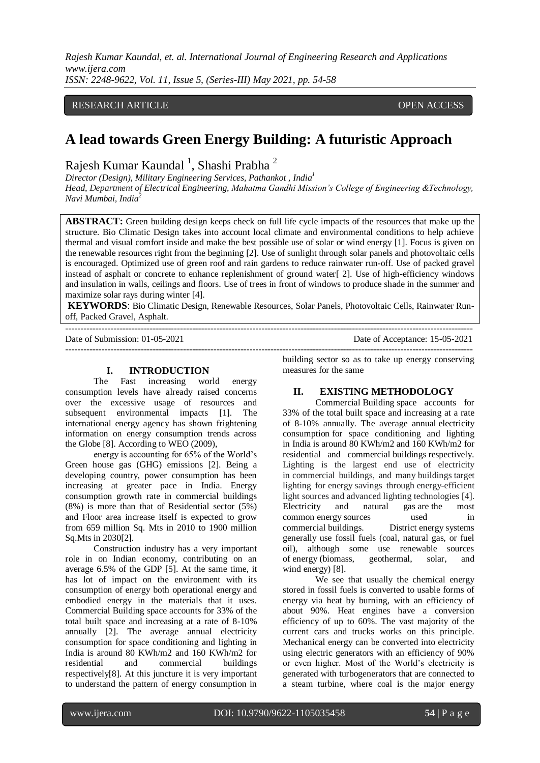RESEARCH ARTICLE OPEN ACCESS

# A lead towards Green Energy Building: A futuristic Approach

Rajesh Kumar Kaundal [1], Shashi Prabha [2]

*Director (Design), Military Engineering Services, Pathankot , India[1]*
*Head, Department of Electrical Engineering, Mahatma Gandhi Mission's College of Engineering &Technology, Navi Mumbai, India[2]*

**ABSTRACT:** Green building design keeps check on full life cycle impacts of the resources that make up the structure. Bio Climatic Design takes into account local climate and environmental conditions to help achieve thermal and visual comfort inside and make the best possible use of solar or wind energy [1]. Focus is given on the renewable resources right from the beginning [2]. Use of sunlight through solar panels and photovoltaic cells is encouraged. Optimized use of green roof and rain gardens to reduce rainwater run-off. Use of packed gravel instead of asphalt or concrete to enhance replenishment of ground water[ 2]. Use of high-efficiency windows and insulation in walls, ceilings and floors. Use of trees in front of windows to produce shade in the summer and maximize solar rays during winter [4].

**KEYWORDS**: Bio Climatic Design, Renewable Resources, Solar Panels, Photovoltaic Cells, Rainwater Run-off, Packed Gravel, Asphalt.

Date of Submission: 01-05-2021 Date of Acceptance: 15-05-2021

## I. INTRODUCTION

The Fast increasing world energy consumption levels have already raised concerns over the excessive usage of resources and subsequent environmental impacts [1]. The international energy agency has shown frightening information on energy consumption trends across the Globe [8]. According to WEO (2009),

energy is accounting for 65% of the World's Green house gas (GHG) emissions [2]. Being a developing country, power consumption has been increasing at greater pace in India. Energy consumption growth rate in commercial buildings (8%) is more than that of Residential sector (5%) and Floor area increase itself is expected to grow from 659 million Sq. Mts in 2010 to 1900 million Sq.Mts in 2030[2].

Construction industry has a very important role in on Indian economy, contributing on an average 6.5% of the GDP [5]. At the same time, it has lot of impact on the environment with its consumption of energy both operational energy and embodied energy in the materials that it uses. Commercial Building space accounts for 33% of the total built space and increasing at a rate of 8-10% annually [2]. The average annual electricity consumption for space conditioning and lighting in India is around 80 KWh/m2 and 160 KWh/m2 for residential and commercial buildings respectively[8]. At this juncture it is very important to understand the pattern of energy consumption in building sector so as to take up energy conserving measures for the same

## II. EXISTING METHODOLOGY

Commercial Building space accounts for 33% of the total built space and increasing at a rate of 8-10% annually. The average annual electricity consumption for space conditioning and lighting in India is around 80 KWh/m2 and 160 KWh/m2 for residential and commercial buildings respectively. Lighting is the largest end use of electricity in commercial buildings, and many buildings target lighting for energy savings through energy-efficient light sources and advanced lighting technologies [4]. Electricity and natural gas are the most common energy sources used in commercial buildings. District energy systems generally use fossil fuels (coal, natural gas, or fuel oil), although some use renewable sources of energy (biomass, geothermal, solar, and wind energy) [8].

We see that usually the chemical energy stored in fossil fuels is converted to usable forms of energy via heat by burning, with an efficiency of about 90%. Heat engines have a conversion efficiency of up to 60%. The vast majority of the current cars and trucks works on this principle. Mechanical energy can be converted into electricity using electric generators with an efficiency of 90% or even higher. Most of the World's electricity is generated with turbogenerators that are connected to a steam turbine, where coal is the major energy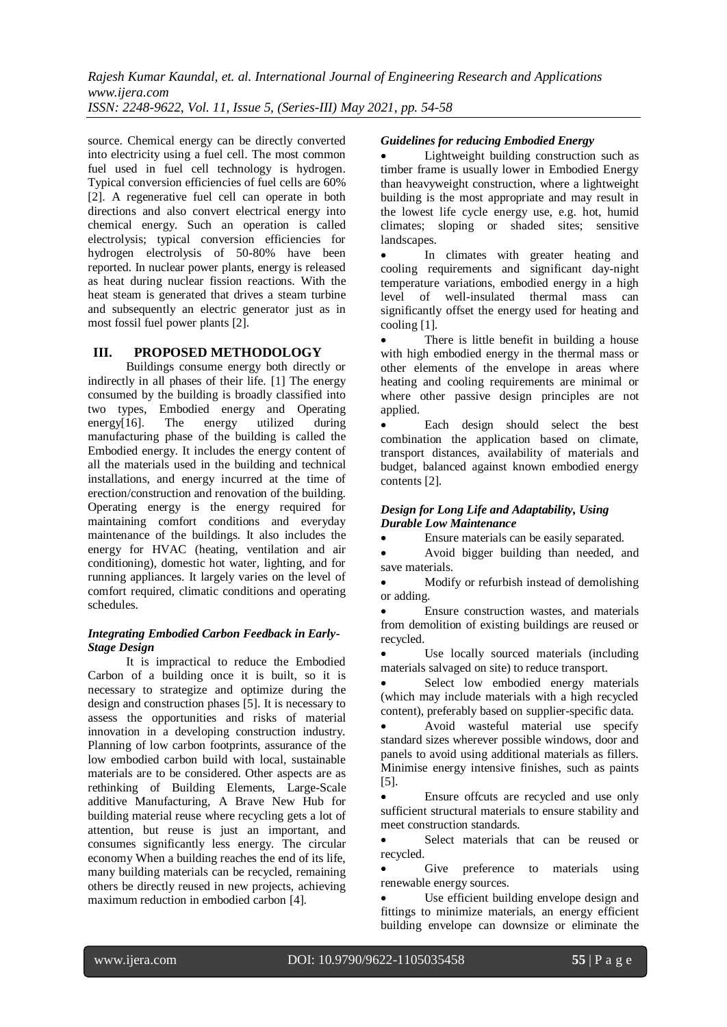source. Chemical energy can be directly converted into electricity using a fuel cell. The most common fuel used in fuel cell technology is hydrogen. Typical conversion efficiencies of fuel cells are 60% [2]. A regenerative fuel cell can operate in both directions and also convert electrical energy into chemical energy. Such an operation is called electrolysis; typical conversion efficiencies for hydrogen electrolysis of 50-80% have been reported. In nuclear power plants, energy is released as heat during nuclear fission reactions. With the heat steam is generated that drives a steam turbine and subsequently an electric generator just as in most fossil fuel power plants [2].

## III. PROPOSED METHODOLOGY

Buildings consume energy both directly or indirectly in all phases of their life. [1] The energy consumed by the building is broadly classified into two types, Embodied energy and Operating energy[16]. The energy utilized during manufacturing phase of the building is called the Embodied energy. It includes the energy content of all the materials used in the building and technical installations, and energy incurred at the time of erection/construction and renovation of the building. Operating energy is the energy required for maintaining comfort conditions and everyday maintenance of the buildings. It also includes the energy for HVAC (heating, ventilation and air conditioning), domestic hot water, lighting, and for running appliances. It largely varies on the level of comfort required, climatic conditions and operating schedules.

### *Integrating Embodied Carbon Feedback in Early-Stage Design*

It is impractical to reduce the Embodied Carbon of a building once it is built, so it is necessary to strategize and optimize during the design and construction phases [5]. It is necessary to assess the opportunities and risks of material innovation in a developing construction industry. Planning of low carbon footprints, assurance of the low embodied carbon build with local, sustainable materials are to be considered. Other aspects are as rethinking of Building Elements, Large-Scale additive Manufacturing, A Brave New Hub for building material reuse where recycling gets a lot of attention, but reuse is just an important, and consumes significantly less energy. The circular economy When a building reaches the end of its life, many building materials can be recycled, remaining others be directly reused in new projects, achieving maximum reduction in embodied carbon [4].

### *Guidelines for reducing Embodied Energy*

- Lightweight building construction such as timber frame is usually lower in Embodied Energy than heavyweight construction, where a lightweight building is the most appropriate and may result in the lowest life cycle energy use, e.g. hot, humid climates; sloping or shaded sites; sensitive landscapes.
- In climates with greater heating and cooling requirements and significant day-night temperature variations, embodied energy in a high level of well-insulated thermal mass can significantly offset the energy used for heating and cooling [1].
- There is little benefit in building a house with high embodied energy in the thermal mass or other elements of the envelope in areas where heating and cooling requirements are minimal or where other passive design principles are not applied.
- Each design should select the best combination the application based on climate, transport distances, availability of materials and budget, balanced against known embodied energy contents [2].

### *Design for Long Life and Adaptability, Using Durable Low Maintenance*

- Ensure materials can be easily separated.
- Avoid bigger building than needed, and save materials.
- Modify or refurbish instead of demolishing or adding.
- Ensure construction wastes, and materials from demolition of existing buildings are reused or recycled.
- Use locally sourced materials (including materials salvaged on site) to reduce transport.
- Select low embodied energy materials (which may include materials with a high recycled content), preferably based on supplier-specific data.
- Avoid wasteful material use specify standard sizes wherever possible windows, door and panels to avoid using additional materials as fillers. Minimise energy intensive finishes, such as paints [5].
- Ensure offcuts are recycled and use only sufficient structural materials to ensure stability and meet construction standards.
- Select materials that can be reused or recycled.
- Give preference to materials using renewable energy sources.
- Use efficient building envelope design and fittings to minimize materials, an energy efficient building envelope can downsize or eliminate the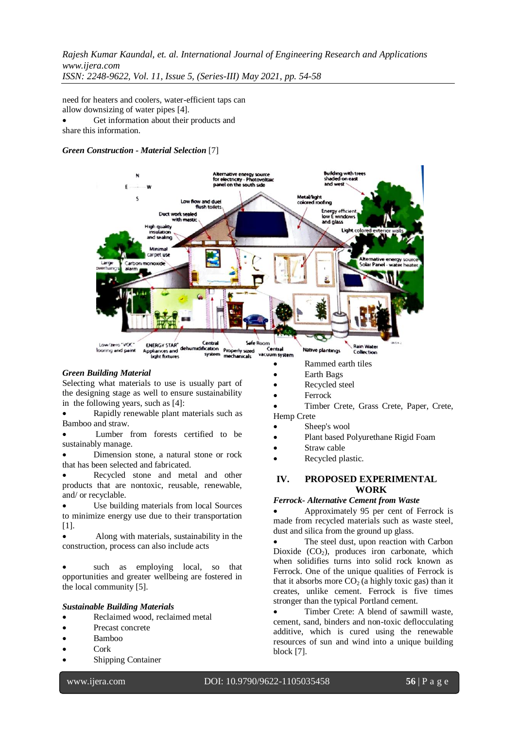need for heaters and coolers, water-efficient taps can allow downsizing of water pipes [4].

- Get information about their products and share this information.

***Green Construction - Material Selection*** [7]

N
E W
S
Alternative energy source for electricity - Photovoltaic panel on the south side
Building with trees shaded on east and west
Low flow and duel flush toilets
Metal/light colored roofing
Duct work sealed with mastic
Energy efficient low E windows and glass
High quality insulation and sealing
Light colored exterior walls
Minimal carpet use
Large overhangs
Carbon monoxide alarm
Alternative energy source Solar Panel - water heater
Low/zero "VOC" flooring and paint
ENERGY STAR® Appliances and light fixtures
Central dehumidification system
Safe Room
Properly sized mechanicals
Central vacuum system
Native plantings
Rain Water Collection

***Green Building Material***

Selecting what materials to use is usually part of the designing stage as well to ensure sustainability in the following years, such as [4]:

- Rapidly renewable plant materials such as Bamboo and straw.
- Lumber from forests certified to be sustainably manage.
- Dimension stone, a natural stone or rock that has been selected and fabricated.
- Recycled stone and metal and other products that are nontoxic, reusable, renewable, and/ or recyclable.
- Use building materials from local Sources to minimize energy use due to their transportation [1].
- Along with materials, sustainability in the construction, process can also include acts

- such as employing local, so that opportunities and greater wellbeing are fostered in the local community [5].

***Sustainable Building Materials***

- Reclaimed wood, reclaimed metal
- Precast concrete
- Bamboo
- Cork
- Shipping Container
- Rammed earth tiles
- Earth Bags
- Recycled steel
- Ferrock
- Timber Crete, Grass Crete, Paper, Crete, Hemp Crete
- Sheep's wool
- Plant based Polyurethane Rigid Foam
- Straw cable
- Recycled plastic.

## IV. PROPOSED EXPERIMENTAL WORK

***Ferrock- Alternative Cement from Waste***

- Approximately 95 per cent of Ferrock is made from recycled materials such as waste steel, dust and silica from the ground up glass.
- The steel dust, upon reaction with Carbon Dioxide ($CO_2$), produces iron carbonate, which when solidifies turns into solid rock known as Ferrock. One of the unique qualities of Ferrock is that it absorbs more $CO_2$ (a highly toxic gas) than it creates, unlike cement. Ferrock is five times stronger than the typical Portland cement.
- Timber Crete: A blend of sawmill waste, cement, sand, binders and non-toxic deflocculating additive, which is cured using the renewable resources of sun and wind into a unique building block [7].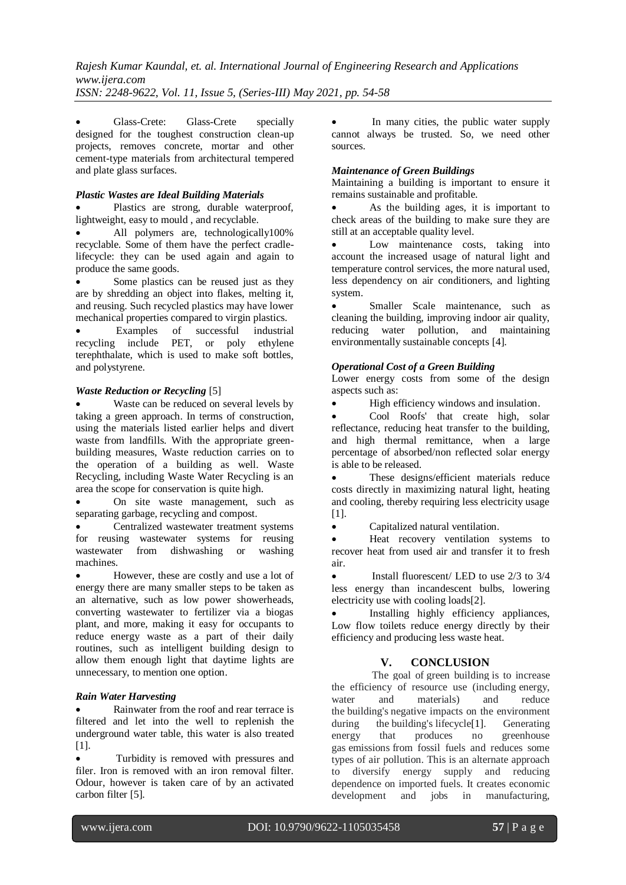- Glass-Crete: Glass-Crete specially designed for the toughest construction clean-up projects, removes concrete, mortar and other cement-type materials from architectural tempered and plate glass surfaces.

### *Plastic Wastes are Ideal Building Materials*

- Plastics are strong, durable waterproof, lightweight, easy to mould , and recyclable.
- All polymers are, technologically100% recyclable. Some of them have the perfect cradle-lifecycle: they can be used again and again to produce the same goods.
- Some plastics can be reused just as they are by shredding an object into flakes, melting it, and reusing. Such recycled plastics may have lower mechanical properties compared to virgin plastics.
- Examples of successful industrial recycling include PET, or poly ethylene terephthalate, which is used to make soft bottles, and polystyrene.

### *Waste Reduction or Recycling* [5]

- Waste can be reduced on several levels by taking a green approach. In terms of construction, using the materials listed earlier helps and divert waste from landfills. With the appropriate green-building measures, Waste reduction carries on to the operation of a building as well. Waste Recycling, including Waste Water Recycling is an area the scope for conservation is quite high.
- On site waste management, such as separating garbage, recycling and compost.
- Centralized wastewater treatment systems for reusing wastewater systems for reusing wastewater from dishwashing or washing machines.
- However, these are costly and use a lot of energy there are many smaller steps to be taken as an alternative, such as low power showerheads, converting wastewater to fertilizer via a biogas plant, and more, making it easy for occupants to reduce energy waste as a part of their daily routines, such as intelligent building design to allow them enough light that daytime lights are unnecessary, to mention one option.

### *Rain Water Harvesting*

- Rainwater from the roof and rear terrace is filtered and let into the well to replenish the underground water table, this water is also treated [1].
- Turbidity is removed with pressures and filer. Iron is removed with an iron removal filter. Odour, however is taken care of by an activated carbon filter [5].
- In many cities, the public water supply cannot always be trusted. So, we need other sources.

### *Maintenance of Green Buildings*

Maintaining a building is important to ensure it remains sustainable and profitable.

- As the building ages, it is important to check areas of the building to make sure they are still at an acceptable quality level.
- Low maintenance costs, taking into account the increased usage of natural light and temperature control services, the more natural used, less dependency on air conditioners, and lighting system.
- Smaller Scale maintenance, such as cleaning the building, improving indoor air quality, reducing water pollution, and maintaining environmentally sustainable concepts [4].

### *Operational Cost of a Green Building*

Lower energy costs from some of the design aspects such as:

- High efficiency windows and insulation.
- Cool Roofs' that create high, solar reflectance, reducing heat transfer to the building, and high thermal remittance, when a large percentage of absorbed/non reflected solar energy is able to be released.
- These designs/efficient materials reduce costs directly in maximizing natural light, heating and cooling, thereby requiring less electricity usage [1].
- Capitalized natural ventilation.
- Heat recovery ventilation systems to recover heat from used air and transfer it to fresh air.
- Install fluorescent/ LED to use 2/3 to 3/4 less energy than incandescent bulbs, lowering electricity use with cooling loads[2].
- Installing highly efficiency appliances, Low flow toilets reduce energy directly by their efficiency and producing less waste heat.

## V. CONCLUSION

The goal of green building is to increase the efficiency of resource use (including energy, water and materials) and reduce the building's negative impacts on the environment during the building's lifecycle[1]. Generating energy that produces no greenhouse gas emissions from fossil fuels and reduces some types of air pollution. This is an alternate approach to diversify energy supply and reducing dependence on imported fuels. It creates economic development and jobs in manufacturing,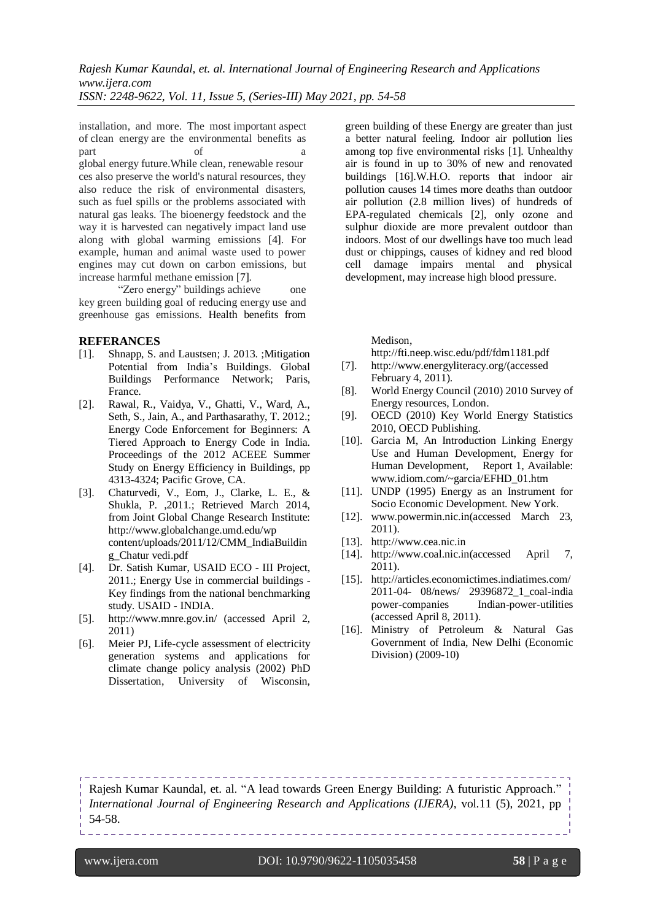installation, and more. The most important aspect of clean energy are the environmental benefits as part of a global energy future.While clean, renewable resources also preserve the world's natural resources, they also reduce the risk of environmental disasters, such as fuel spills or the problems associated with natural gas leaks. The bioenergy feedstock and the way it is harvested can negatively impact land use along with global warming emissions [4]. For example, human and animal waste used to power engines may cut down on carbon emissions, but increase harmful methane emission [7].

"Zero energy" buildings achieve one key green building goal of reducing energy use and greenhouse gas emissions. Health benefits from green building of these Energy are greater than just a better natural feeling. Indoor air pollution lies among top five environmental risks [1]. Unhealthy air is found in up to 30% of new and renovated buildings [16].W.H.O. reports that indoor air pollution causes 14 times more deaths than outdoor air pollution (2.8 million lives) of hundreds of EPA-regulated chemicals [2], only ozone and sulphur dioxide are more prevalent outdoor than indoors. Most of our dwellings have too much lead dust or chippings, causes of kidney and red blood cell damage impairs mental and physical development, may increase high blood pressure.

## REFERANCES

[1]. Shnapp, S. and Laustsen; J. 2013. ;Mitigation Potential from India's Buildings. Global Buildings Performance Network; Paris, France.

[2]. Rawal, R., Vaidya, V., Ghatti, V., Ward, A., Seth, S., Jain, A., and Parthasarathy, T. 2012.; Energy Code Enforcement for Beginners: A Tiered Approach to Energy Code in India. Proceedings of the 2012 ACEEE Summer Study on Energy Efficiency in Buildings, pp 4313-4324; Pacific Grove, CA.

[3]. Chaturvedi, V., Eom, J., Clarke, L. E., & Shukla, P. ,2011.; Retrieved March 2014, from Joint Global Change Research Institute: http://www.globalchange.umd.edu/wp content/uploads/2011/12/CMM_IndiaBuilding_Chatur vedi.pdf

[4]. Dr. Satish Kumar, USAID ECO - III Project, 2011.; Energy Use in commercial buildings - Key findings from the national benchmarking study. USAID - INDIA.

[5]. http://www.mnre.gov.in/ (accessed April 2, 2011)

[6]. Meier PJ, Life-cycle assessment of electricity generation systems and applications for climate change policy analysis (2002) PhD Dissertation, University of Wisconsin, Medison, http://fti.neep.wisc.edu/pdf/fdm1181.pdf

[7]. http://www.energyliteracy.org/(accessed February 4, 2011).

[8]. World Energy Council (2010) 2010 Survey of Energy resources, London.

[9]. OECD (2010) Key World Energy Statistics 2010, OECD Publishing.

[10]. Garcia M, An Introduction Linking Energy Use and Human Development, Energy for Human Development, Report 1, Available: www.idiom.com/~garcia/EFHD_01.htm

[11]. UNDP (1995) Energy as an Instrument for Socio Economic Development. New York.

[12]. www.powermin.nic.in(accessed March 23, 2011).

[13]. http://www.cea.nic.in

[14]. http://www.coal.nic.in(accessed April 7, 2011).

[15]. http://articles.economictimes.indiatimes.com/ 2011-04- 08/news/ 29396872_1_coal-india power-companies Indian-power-utilities (accessed April 8, 2011).

[16]. Ministry of Petroleum & Natural Gas Government of India, New Delhi (Economic Division) (2009-10)

Rajesh Kumar Kaundal, et. al. "A lead towards Green Energy Building: A futuristic Approach." *International Journal of Engineering Research and Applications (IJERA)*, vol.11 (5), 2021, pp 54-58.